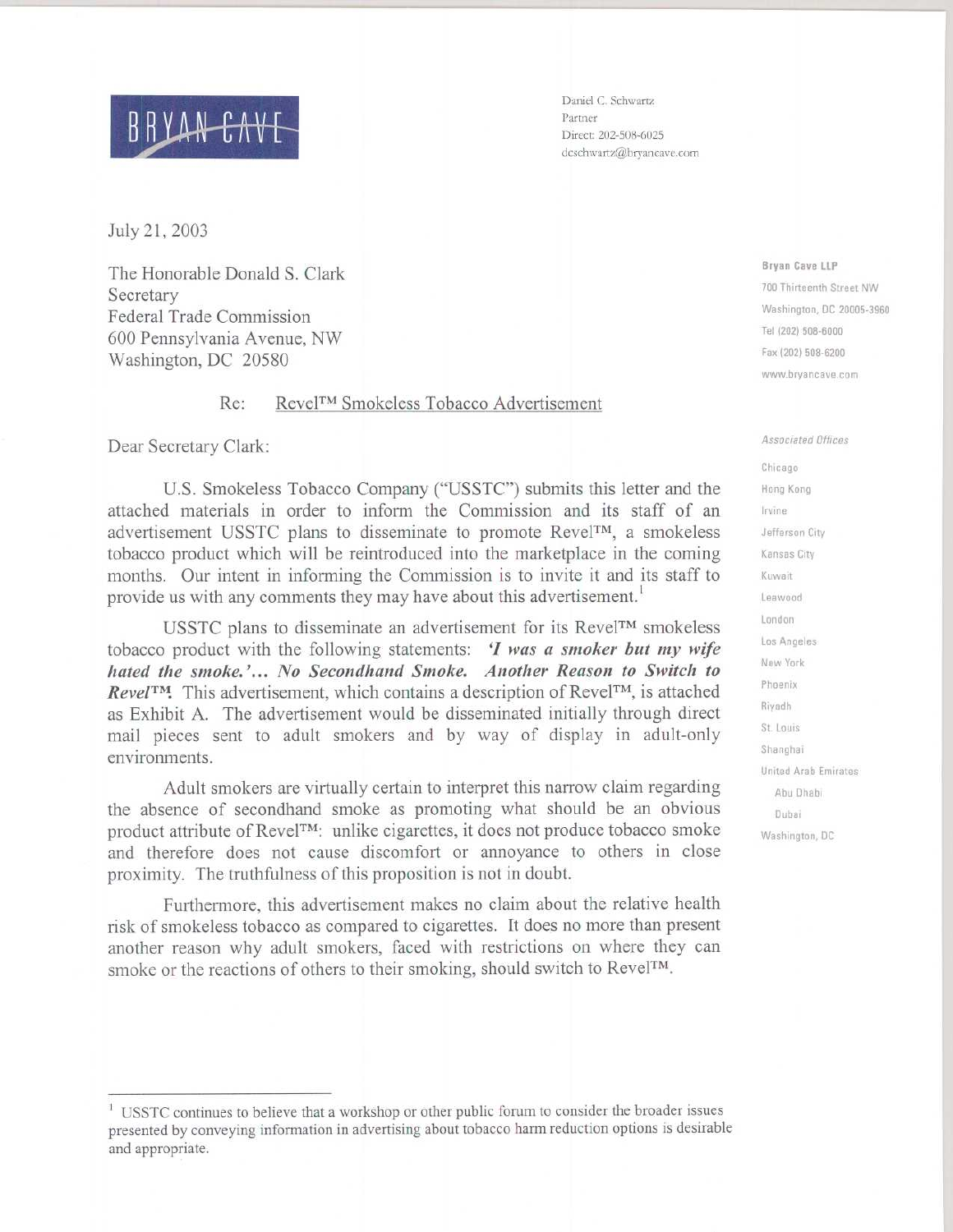BRYAN CAVE

Daniel C. Schwartz
Partner
Direct: 202-508-6025
dcschwartz@bryancave.com

Bryan Cave LLP
700 Thirteenth Street NW
Washington, DC 20005-3960
Tel (202) 508-6000
Fax (202) 508-6200
www.bryancave.com

*Associated Offices*

Chicago
Hong Kong
Irvine
Jefferson City
Kansas City
Kuwait
Leawood
London
Los Angeles
New York
Phoenix
Riyadh
St. Louis
Shanghai
United Arab Emirates
Abu Dhabi
Dubai
Washington, DC

July 21, 2003

The Honorable Donald S. Clark
Secretary
Federal Trade Commission
600 Pennsylvania Avenue, NW
Washington, DC 20580

Re: Revel™ Smokeless Tobacco Advertisement

Dear Secretary Clark:

U.S. Smokeless Tobacco Company ("USSTC") submits this letter and the attached materials in order to inform the Commission and its staff of an advertisement USSTC plans to disseminate to promote Revel™, a smokeless tobacco product which will be reintroduced into the marketplace in the coming months. Our intent in informing the Commission is to invite it and its staff to provide us with any comments they may have about this advertisement.[1]

USSTC plans to disseminate an advertisement for its Revel™ smokeless tobacco product with the following statements: ***'I was a smoker but my wife hated the smoke.'... No Secondhand Smoke. Another Reason to Switch to Revel™.*** This advertisement, which contains a description of Revel™, is attached as Exhibit A. The advertisement would be disseminated initially through direct mail pieces sent to adult smokers and by way of display in adult-only environments.

Adult smokers are virtually certain to interpret this narrow claim regarding the absence of secondhand smoke as promoting what should be an obvious product attribute of Revel™: unlike cigarettes, it does not produce tobacco smoke and therefore does not cause discomfort or annoyance to others in close proximity. The truthfulness of this proposition is not in doubt.

Furthermore, this advertisement makes no claim about the relative health risk of smokeless tobacco as compared to cigarettes. It does no more than present another reason why adult smokers, faced with restrictions on where they can smoke or the reactions of others to their smoking, should switch to Revel™.

---

[1] USSTC continues to believe that a workshop or other public forum to consider the broader issues presented by conveying information in advertising about tobacco harm reduction options is desirable and appropriate.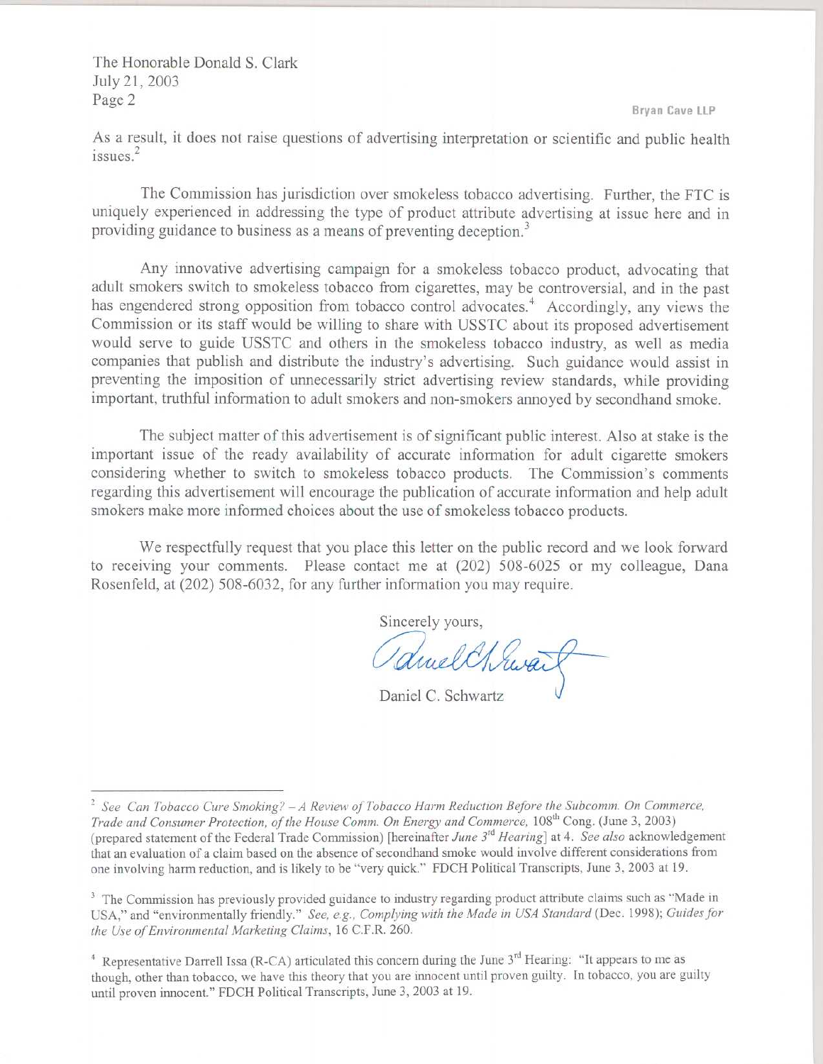As a result, it does not raise questions of advertising interpretation or scientific and public health issues.[2]

The Commission has jurisdiction over smokeless tobacco advertising. Further, the FTC is uniquely experienced in addressing the type of product attribute advertising at issue here and in providing guidance to business as a means of preventing deception.[3]

Any innovative advertising campaign for a smokeless tobacco product, advocating that adult smokers switch to smokeless tobacco from cigarettes, may be controversial, and in the past has engendered strong opposition from tobacco control advocates.[4] Accordingly, any views the Commission or its staff would be willing to share with USSTC about its proposed advertisement would serve to guide USSTC and others in the smokeless tobacco industry, as well as media companies that publish and distribute the industry's advertising. Such guidance would assist in preventing the imposition of unnecessarily strict advertising review standards, while providing important, truthful information to adult smokers and non-smokers annoyed by secondhand smoke.

The subject matter of this advertisement is of significant public interest. Also at stake is the important issue of the ready availability of accurate information for adult cigarette smokers considering whether to switch to smokeless tobacco products. The Commission's comments regarding this advertisement will encourage the publication of accurate information and help adult smokers make more informed choices about the use of smokeless tobacco products.

We respectfully request that you place this letter on the public record and we look forward to receiving your comments. Please contact me at (202) 508-6025 or my colleague, Dana Rosenfeld, at (202) 508-6032, for any further information you may require.

Sincerely yours,

Daniel C. Schwartz

---

[2] *See Can Tobacco Cure Smoking? – A Review of Tobacco Harm Reduction Before the Subcomm. On Commerce, Trade and Consumer Protection, of the House Comm. On Energy and Commerce,* 108th Cong. (June 3, 2003) (prepared statement of the Federal Trade Commission) [hereinafter *June 3rd Hearing*] at 4. *See also* acknowledgement that an evaluation of a claim based on the absence of secondhand smoke would involve different considerations from one involving harm reduction, and is likely to be "very quick." FDCH Political Transcripts, June 3, 2003 at 19.

[3] The Commission has previously provided guidance to industry regarding product attribute claims such as "Made in USA," and "environmentally friendly." *See, e.g., Complying with the Made in USA Standard* (Dec. 1998); *Guides for the Use of Environmental Marketing Claims*, 16 C.F.R. 260.

[4] Representative Darrell Issa (R-CA) articulated this concern during the June 3rd Hearing: "It appears to me as though, other than tobacco, we have this theory that you are innocent until proven guilty. In tobacco, you are guilty until proven innocent." FDCH Political Transcripts, June 3, 2003 at 19.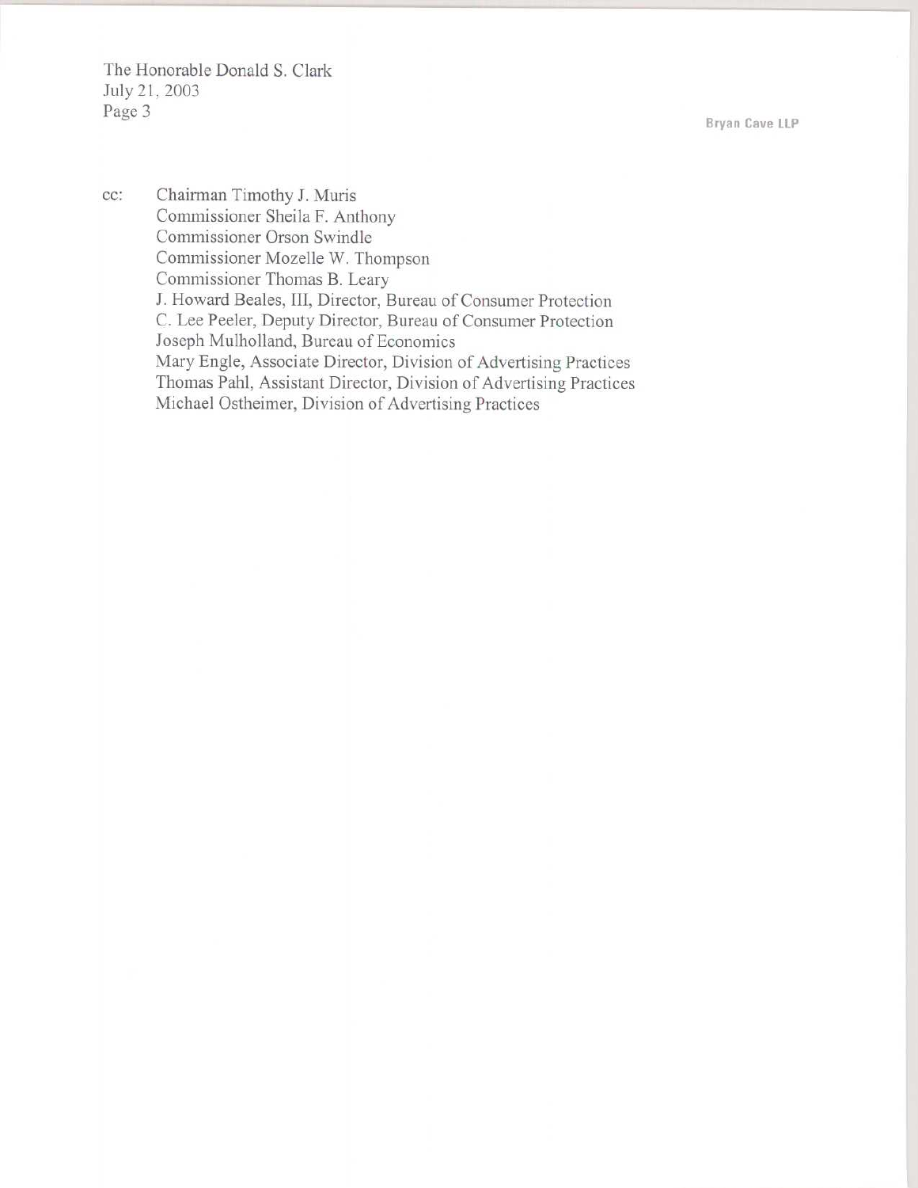cc: Chairman Timothy J. Muris
Commissioner Sheila F. Anthony
Commissioner Orson Swindle
Commissioner Mozelle W. Thompson
Commissioner Thomas B. Leary
J. Howard Beales, III, Director, Bureau of Consumer Protection
C. Lee Peeler, Deputy Director, Bureau of Consumer Protection
Joseph Mulholland, Bureau of Economics
Mary Engle, Associate Director, Division of Advertising Practices
Thomas Pahl, Assistant Director, Division of Advertising Practices
Michael Ostheimer, Division of Advertising Practices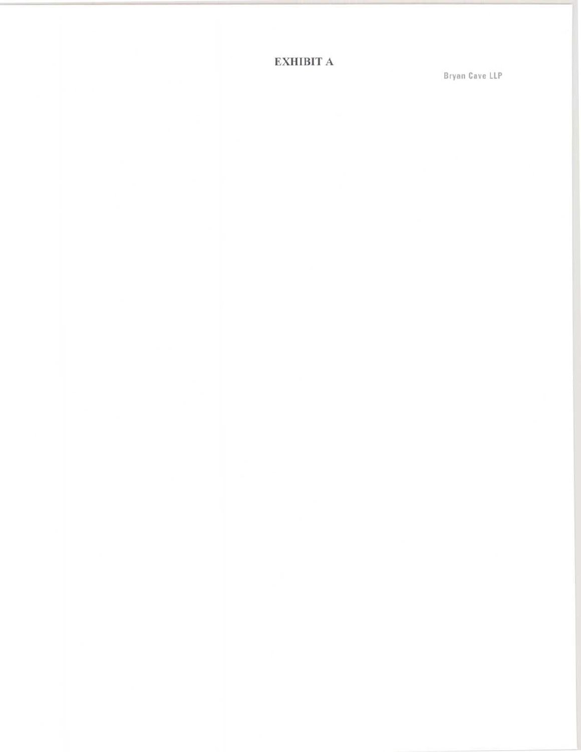# EXHIBIT A

Bryan Cave LLP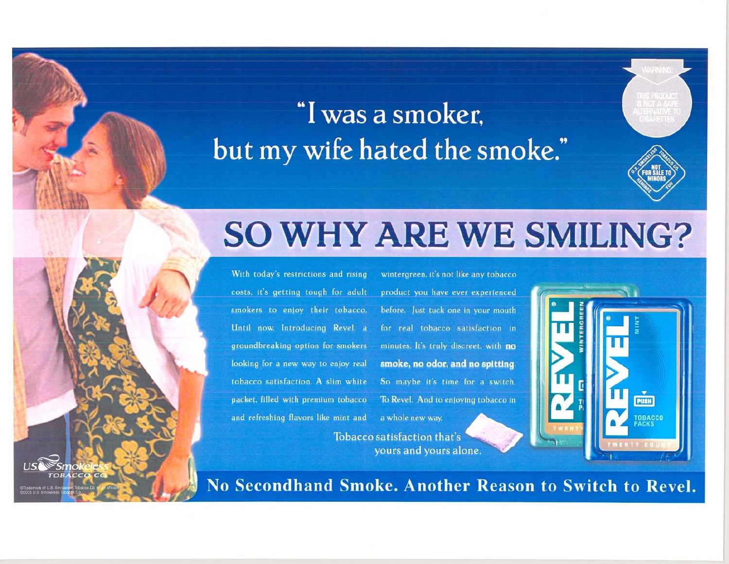# "I was a smoker, but my wife hated the smoke."

WARNING: THIS PRODUCT IS NOT A SAFE ALTERNATIVE TO CIGARETTES

U.S. SMOKELESS TOBACCO CO. REMINDS YOU NOT FOR SALE TO MINORS

## SO WHY ARE WE SMILING?

With today's restrictions and rising costs, it's getting tough for adult smokers to enjoy their tobacco. Until now. Introducing Revel, a groundbreaking option for smokers looking for a new way to enjoy real tobacco satisfaction. A slim white packet, filled with premium tobacco and refreshing flavors like mint and wintergreen, it's not like any tobacco product you have ever experienced before. Just tuck one in your mouth for real tobacco satisfaction in minutes. It's truly discreet, with **no smoke, no odor, and no spitting**. So maybe it's time for a switch. To Revel. And to enjoying tobacco in a whole new way.

Tobacco satisfaction that's yours and yours alone.

REVEL® WINTERGREEN TOBACCO PACKS TWENTY COUNT

REVEL® MINT PUSH TOBACCO PACKS TWENTY COUNT

US Smokeless TOBACCO CO.

®Trademark of U.S. Smokeless Tobacco Co. or an affiliate
©2003 U.S. Smokeless Tobacco Co.

**No Secondhand Smoke. Another Reason to Switch to Revel.**